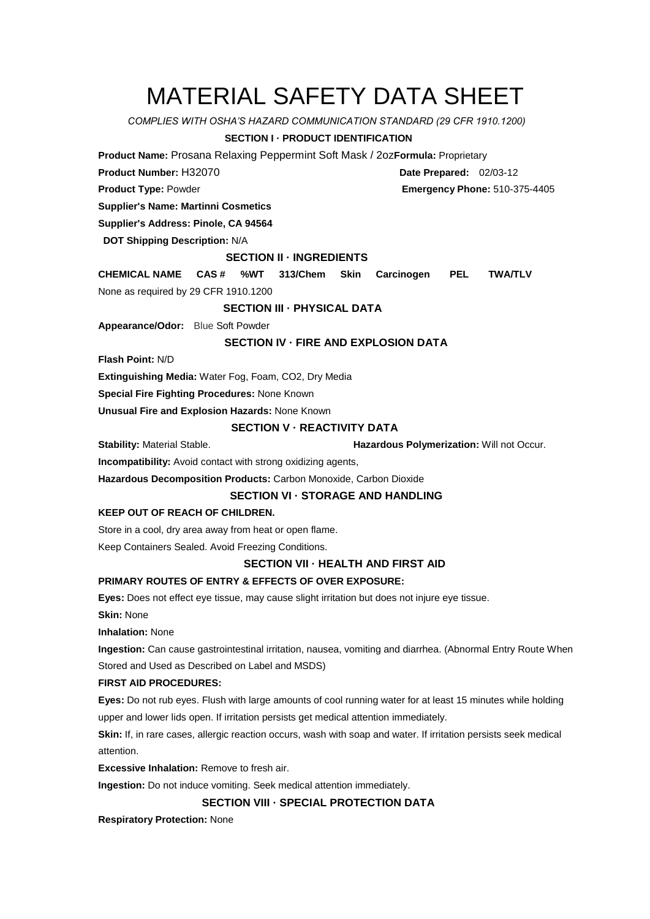# MATERIAL SAFETY DATA SHEET

*COMPLIES WITH OSHA'S HAZARD COMMUNICATION STANDARD (29 CFR 1910.1200)*

## SECTION I · PRODUCT IDENTIFICATION

**Product Name:** Prosana Relaxing Peppermint Soft Mask / 2oz **Formula:** Proprietary

**Product Number:** H32070 **Date Prepared:** 02/03-12

**Product Type:** Powder **Emergency Phone:** 510-375-4405

**Supplier's Name: Martinni Cosmetics**

**Supplier's Address: Pinole, CA 94564**

**DOT Shipping Description:** N/A

## SECTION II · INGREDIENTS

| CHEMICAL NAME | CAS # | %WT | 313/Chem | Skin | Carcinogen | PEL | TWA/TLV |
|---|---|---|---|---|---|---|---|
| None as required by 29 CFR 1910.1200 | | | | | | | |

## SECTION III · PHYSICAL DATA

**Appearance/Odor:** Blue Soft Powder

## SECTION IV · FIRE AND EXPLOSION DATA

**Flash Point:** N/D

**Extinguishing Media:** Water Fog, Foam, CO2, Dry Media

**Special Fire Fighting Procedures:** None Known

**Unusual Fire and Explosion Hazards:** None Known

## SECTION V · REACTIVITY DATA

**Stability:** Material Stable. **Hazardous Polymerization:** Will not Occur.

**Incompatibility:** Avoid contact with strong oxidizing agents,

**Hazardous Decomposition Products:** Carbon Monoxide, Carbon Dioxide

## SECTION VI · STORAGE AND HANDLING

**KEEP OUT OF REACH OF CHILDREN.**

Store in a cool, dry area away from heat or open flame.

Keep Containers Sealed. Avoid Freezing Conditions.

## SECTION VII · HEALTH AND FIRST AID

**PRIMARY ROUTES OF ENTRY & EFFECTS OF OVER EXPOSURE:**

**Eyes:** Does not effect eye tissue, may cause slight irritation but does not injure eye tissue.

**Skin:** None

**Inhalation:** None

**Ingestion:** Can cause gastrointestinal irritation, nausea, vomiting and diarrhea. (Abnormal Entry Route When Stored and Used as Described on Label and MSDS)

**FIRST AID PROCEDURES:**

**Eyes:** Do not rub eyes. Flush with large amounts of cool running water for at least 15 minutes while holding upper and lower lids open. If irritation persists get medical attention immediately.

**Skin:** If, in rare cases, allergic reaction occurs, wash with soap and water. If irritation persists seek medical attention.

**Excessive Inhalation:** Remove to fresh air.

**Ingestion:** Do not induce vomiting. Seek medical attention immediately.

## SECTION VIII · SPECIAL PROTECTION DATA

**Respiratory Protection:** None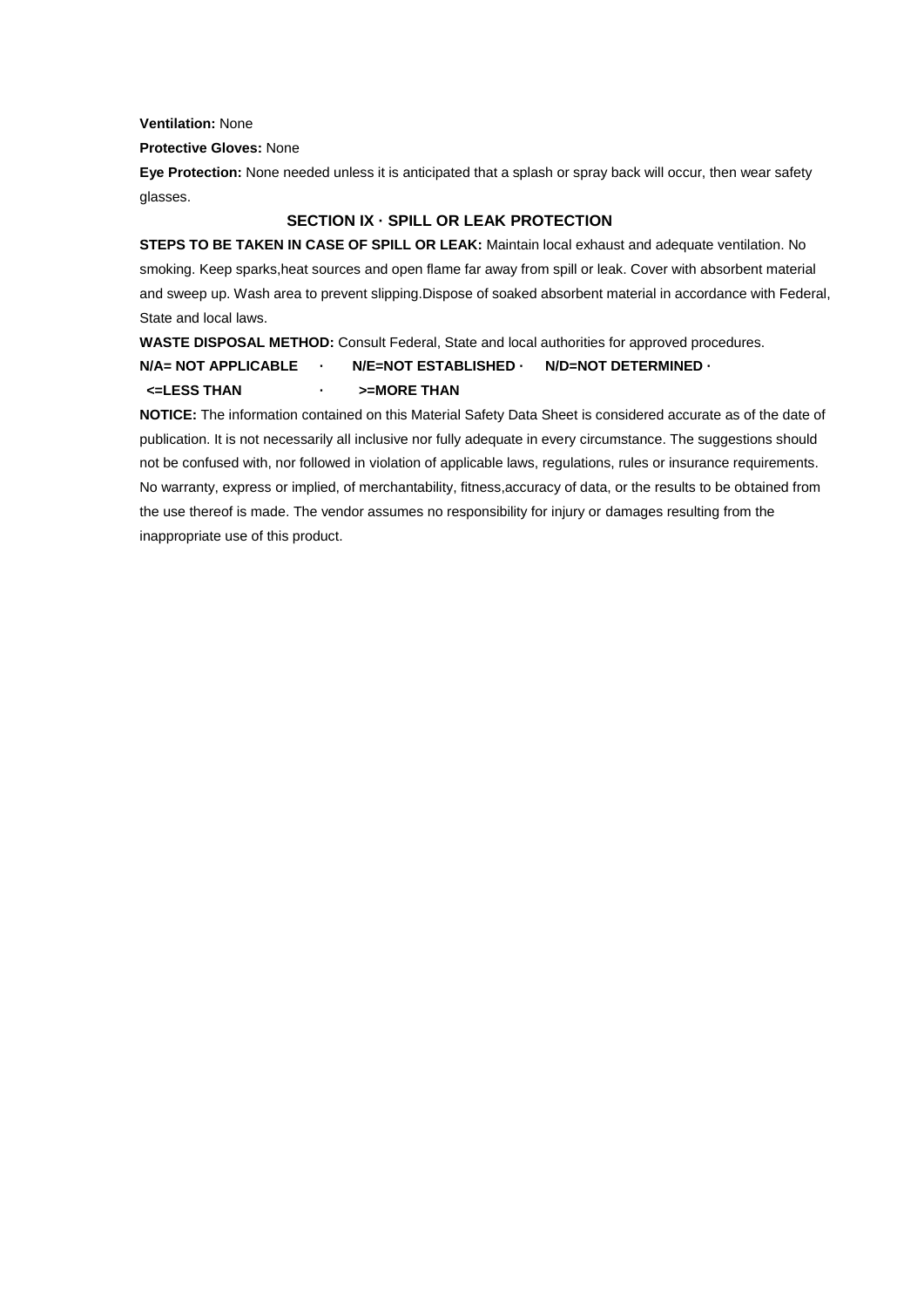**Ventilation:** None

**Protective Gloves:** None

**Eye Protection:** None needed unless it is anticipated that a splash or spray back will occur, then wear safety glasses.

## SECTION IX · SPILL OR LEAK PROTECTION

**STEPS TO BE TAKEN IN CASE OF SPILL OR LEAK:** Maintain local exhaust and adequate ventilation. No smoking. Keep sparks,heat sources and open flame far away from spill or leak. Cover with absorbent material and sweep up. Wash area to prevent slipping.Dispose of soaked absorbent material in accordance with Federal, State and local laws.

**WASTE DISPOSAL METHOD:** Consult Federal, State and local authorities for approved procedures.

**N/A= NOT APPLICABLE · N/E=NOT ESTABLISHED · N/D=NOT DETERMINED ·**
**<=LESS THAN · >=MORE THAN**

**NOTICE:** The information contained on this Material Safety Data Sheet is considered accurate as of the date of publication. It is not necessarily all inclusive nor fully adequate in every circumstance. The suggestions should not be confused with, nor followed in violation of applicable laws, regulations, rules or insurance requirements. No warranty, express or implied, of merchantability, fitness,accuracy of data, or the results to be obtained from the use thereof is made. The vendor assumes no responsibility for injury or damages resulting from the inappropriate use of this product.